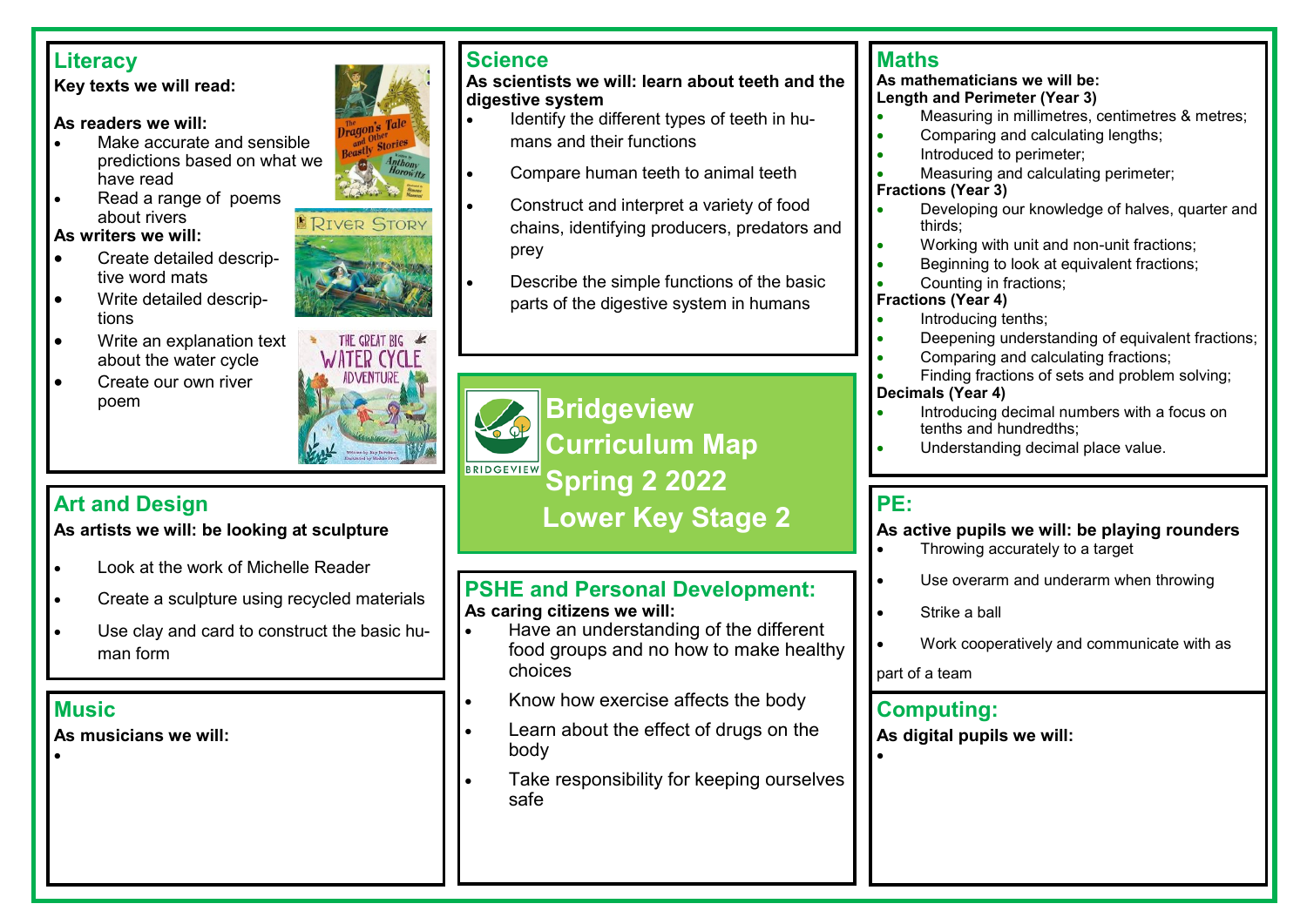# Bridgeview Curriculum Map Spring 2 2022 Lower Key Stage 2

## Literacy

**Key texts we will read:**

**As readers we will:**

- Make accurate and sensible predictions based on what we have read
- Read a range of poems about rivers

**As writers we will:**

- Create detailed descriptive word mats
- Write detailed descriptions
- Write an explanation text about the water cycle
- Create our own river poem

## Science

**As scientists we will: learn about teeth and the digestive system**

- Identify the different types of teeth in humans and their functions
- Compare human teeth to animal teeth
- Construct and interpret a variety of food chains, identifying producers, predators and prey
- Describe the simple functions of the basic parts of the digestive system in humans

## Maths

**As mathematicians we will be:**

**Length and Perimeter (Year 3)**

- Measuring in millimetres, centimetres & metres;
- Comparing and calculating lengths;
- Introduced to perimeter;
- Measuring and calculating perimeter;

**Fractions (Year 3)**

- Developing our knowledge of halves, quarter and thirds;
- Working with unit and non-unit fractions;
- Beginning to look at equivalent fractions;
- Counting in fractions;

**Fractions (Year 4)**

- Introducing tenths;
- Deepening understanding of equivalent fractions;
- Comparing and calculating fractions;
- Finding fractions of sets and problem solving;

**Decimals (Year 4)**

- Introducing decimal numbers with a focus on tenths and hundredths;
- Understanding decimal place value.

## Art and Design

**As artists we will: be looking at sculpture**

- Look at the work of Michelle Reader
- Create a sculpture using recycled materials
- Use clay and card to construct the basic human form

## PSHE and Personal Development:

**As caring citizens we will:**

- Have an understanding of the different food groups and no how to make healthy choices
- Know how exercise affects the body
- Learn about the effect of drugs on the body
- Take responsibility for keeping ourselves safe

## PE:

**As active pupils we will: be playing rounders**

- Throwing accurately to a target
- Use overarm and underarm when throwing
- Strike a ball
- Work cooperatively and communicate with as

part of a team

## Music

**As musicians we will:**

-

## Computing:

**As digital pupils we will:**

-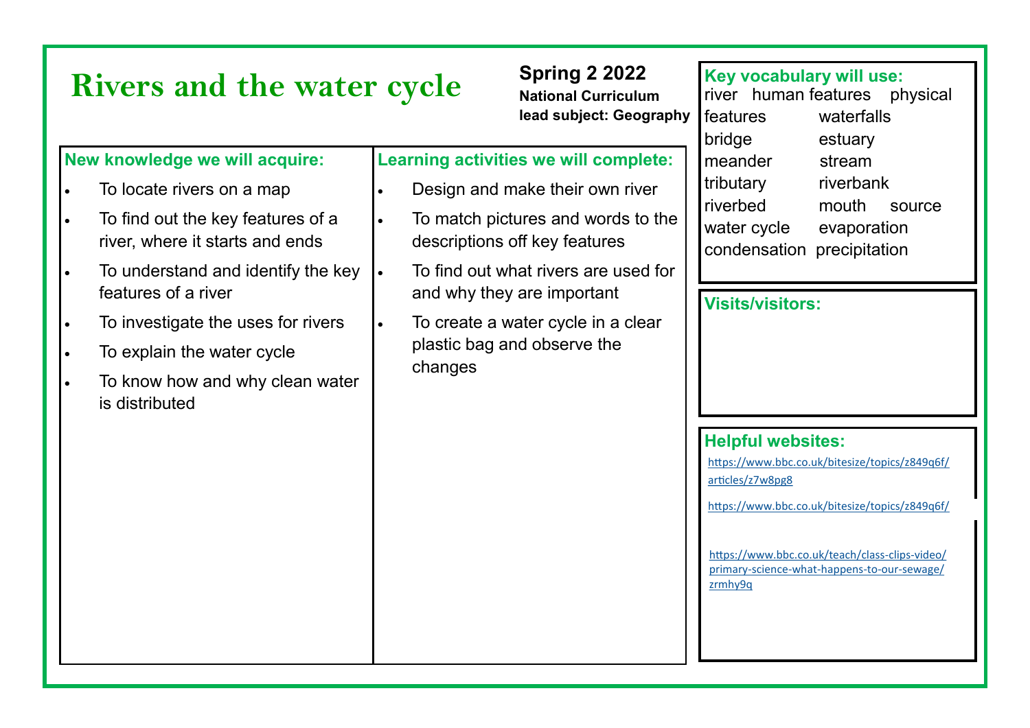# Rivers and the water cycle

**Spring 2 2022**

**National Curriculum lead subject: Geography**

## New knowledge we will acquire:

- To locate rivers on a map
- To find out the key features of a river, where it starts and ends
- To understand and identify the key features of a river
- To investigate the uses for rivers
- To explain the water cycle
- To know how and why clean water is distributed

## Learning activities we will complete:

- Design and make their own river
- To match pictures and words to the descriptions off key features
- To find out what rivers are used for and why they are important
- To create a water cycle in a clear plastic bag and observe the changes

## Key vocabulary will use:

river human features physical features waterfalls bridge estuary meander stream tributary riverbank riverbed mouth source water cycle evaporation condensation precipitation

## Visits/visitors:

## Helpful websites:

https://www.bbc.co.uk/bitesize/topics/z849q6f/articles/z7w8pg8

https://www.bbc.co.uk/bitesize/topics/z849q6f/

https://www.bbc.co.uk/teach/class-clips-video/primary-science-what-happens-to-our-sewage/zrmhy9q